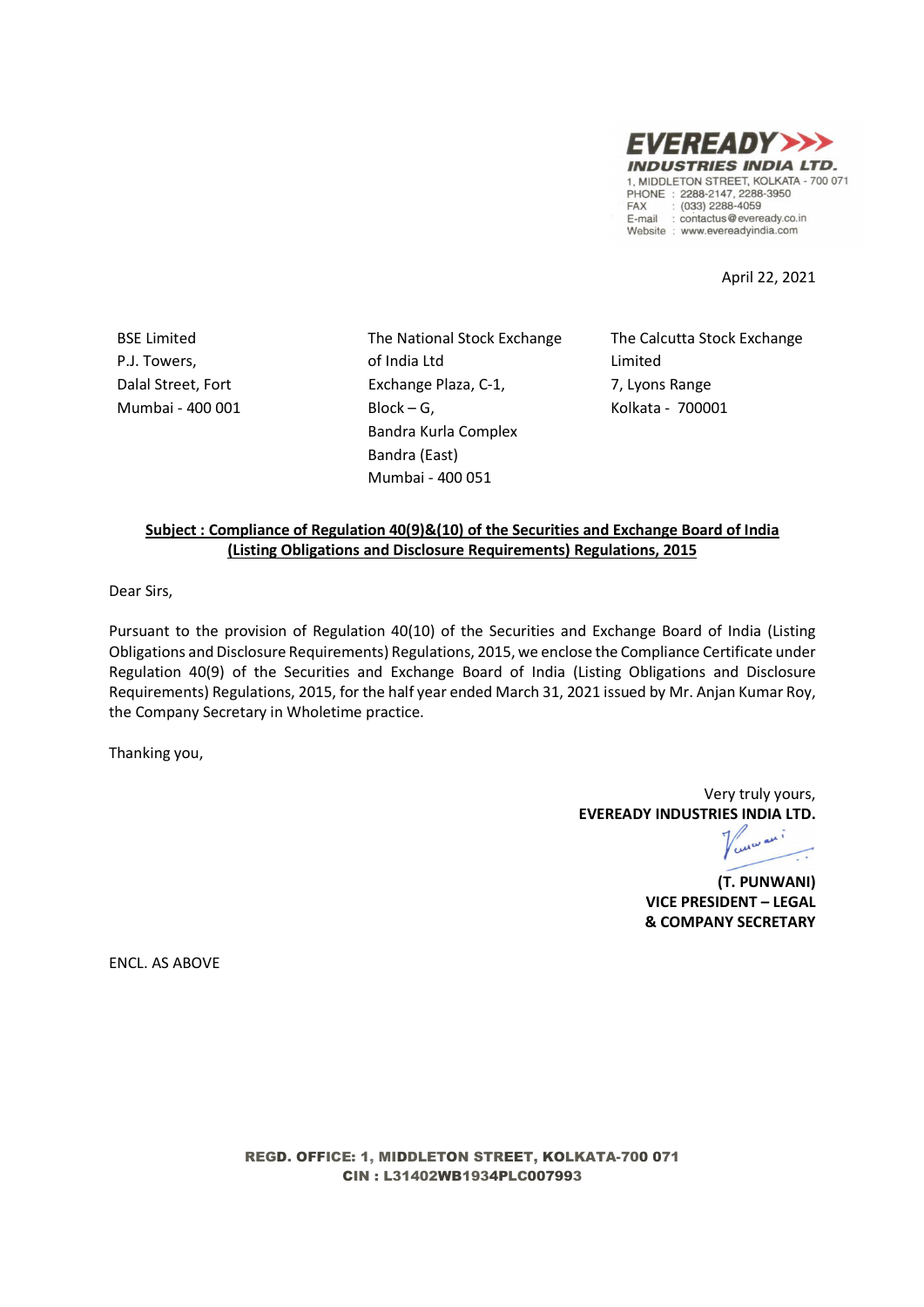**EVEREADY INDUSTRIES INDIA LTD.**
1, MIDDLETON STREET, KOLKATA - 700 071
PHONE : 2288-2147, 2288-3950
FAX : (033) 2288-4059
E-mail : contactus@eveready.co.in
Website : www.evereadyindia.com

April 22, 2021

BSE Limited
P.J. Towers,
Dalal Street, Fort
Mumbai - 400 001

The National Stock Exchange of India Ltd
Exchange Plaza, C-1,
Block – G,
Bandra Kurla Complex
Bandra (East)
Mumbai - 400 051

The Calcutta Stock Exchange Limited
7, Lyons Range
Kolkata - 700001

**Subject : Compliance of Regulation 40(9)&(10) of the Securities and Exchange Board of India (Listing Obligations and Disclosure Requirements) Regulations, 2015**

Dear Sirs,

Pursuant to the provision of Regulation 40(10) of the Securities and Exchange Board of India (Listing Obligations and Disclosure Requirements) Regulations, 2015, we enclose the Compliance Certificate under Regulation 40(9) of the Securities and Exchange Board of India (Listing Obligations and Disclosure Requirements) Regulations, 2015, for the half year ended March 31, 2021 issued by Mr. Anjan Kumar Roy, the Company Secretary in Wholetime practice.

Thanking you,

Very truly yours,
**EVEREADY INDUSTRIES INDIA LTD.**

**(T. PUNWANI)**
**VICE PRESIDENT – LEGAL**
**& COMPANY SECRETARY**

ENCL. AS ABOVE

REGD. OFFICE: 1, MIDDLETON STREET, KOLKATA-700 071
CIN : L31402WB1934PLC007993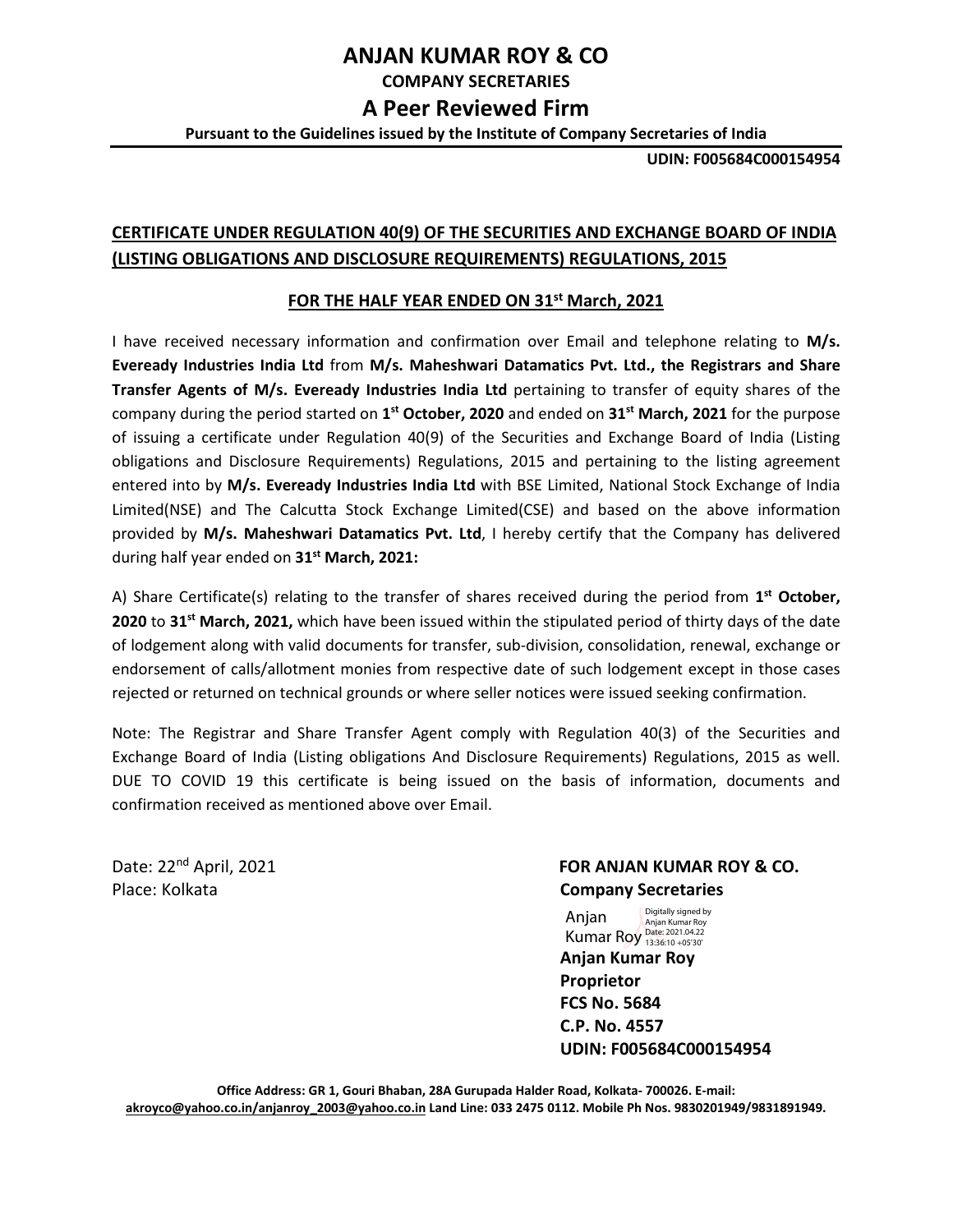# ANJAN KUMAR ROY & CO

**COMPANY SECRETARIES**

## A Peer Reviewed Firm

**Pursuant to the Guidelines issued by the Institute of Company Secretaries of India**

**UDIN: F005684C000154954**

**CERTIFICATE UNDER REGULATION 40(9) OF THE SECURITIES AND EXCHANGE BOARD OF INDIA (LISTING OBLIGATIONS AND DISCLOSURE REQUIREMENTS) REGULATIONS, 2015**

**FOR THE HALF YEAR ENDED ON 31st March, 2021**

I have received necessary information and confirmation over Email and telephone relating to **M/s. Eveready Industries India Ltd** from **M/s. Maheshwari Datamatics Pvt. Ltd., the Registrars and Share Transfer Agents of M/s. Eveready Industries India Ltd** pertaining to transfer of equity shares of the company during the period started on **1st October, 2020** and ended on **31st March, 2021** for the purpose of issuing a certificate under Regulation 40(9) of the Securities and Exchange Board of India (Listing obligations and Disclosure Requirements) Regulations, 2015 and pertaining to the listing agreement entered into by **M/s. Eveready Industries India Ltd** with BSE Limited, National Stock Exchange of India Limited(NSE) and The Calcutta Stock Exchange Limited(CSE) and based on the above information provided by **M/s. Maheshwari Datamatics Pvt. Ltd**, I hereby certify that the Company has delivered during half year ended on **31st March, 2021:**

A) Share Certificate(s) relating to the transfer of shares received during the period from **1st October, 2020** to **31st March, 2021,** which have been issued within the stipulated period of thirty days of the date of lodgement along with valid documents for transfer, sub-division, consolidation, renewal, exchange or endorsement of calls/allotment monies from respective date of such lodgement except in those cases rejected or returned on technical grounds or where seller notices were issued seeking confirmation.

Note: The Registrar and Share Transfer Agent comply with Regulation 40(3) of the Securities and Exchange Board of India (Listing obligations And Disclosure Requirements) Regulations, 2015 as well. DUE TO COVID 19 this certificate is being issued on the basis of information, documents and confirmation received as mentioned above over Email.

Date: 22nd April, 2021

Place: Kolkata

**FOR ANJAN KUMAR ROY & CO.**

**Company Secretaries**

Anjan Kumar Roy — Digitally signed by Anjan Kumar Roy Date: 2021.04.22 13:36:10 +05'30'

**Anjan Kumar Roy**

**Proprietor**

**FCS No. 5684**

**C.P. No. 4557**

**UDIN: F005684C000154954**

**Office Address: GR 1, Gouri Bhaban, 28A Gurupada Halder Road, Kolkata- 700026. E-mail: akroyco@yahoo.co.in/anjanroy_2003@yahoo.co.in Land Line: 033 2475 0112. Mobile Ph Nos. 9830201949/9831891949.**